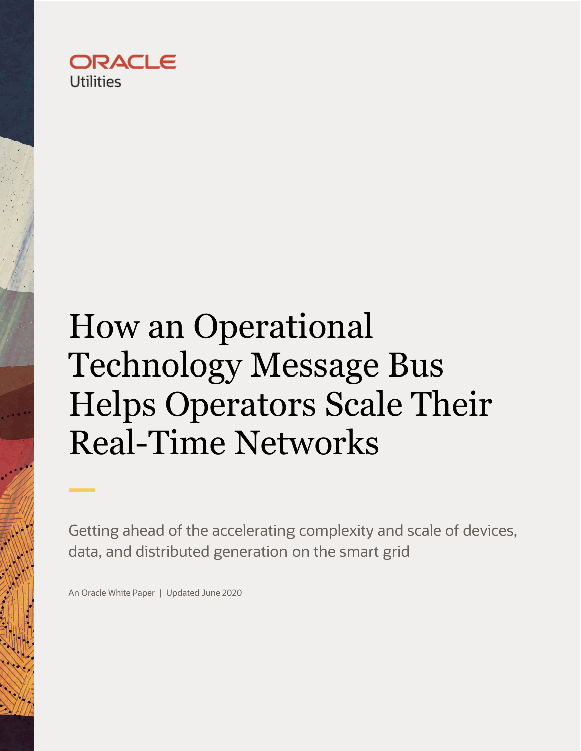ORACLE
Utilities

# How an Operational Technology Message Bus Helps Operators Scale Their Real-Time Networks

Getting ahead of the accelerating complexity and scale of devices, data, and distributed generation on the smart grid

An Oracle White Paper | Updated June 2020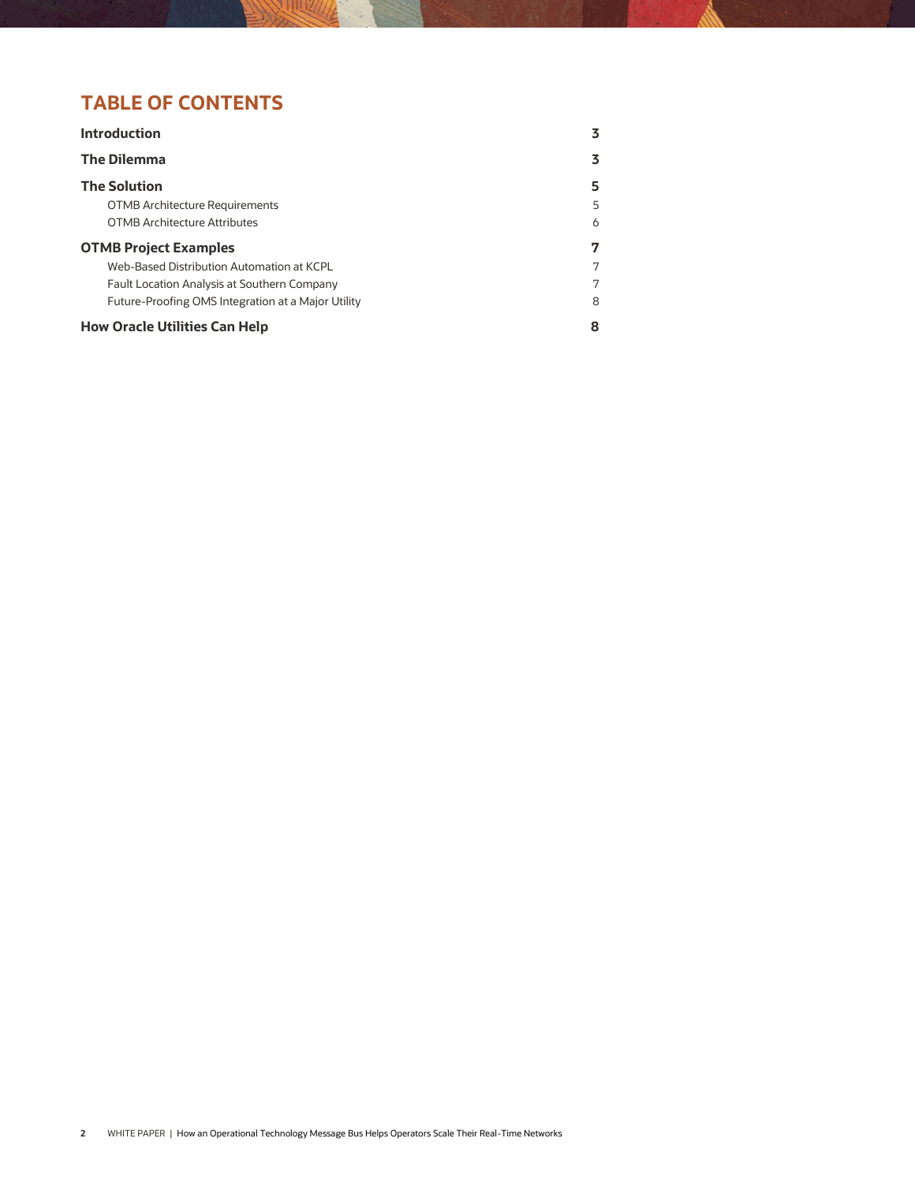# TABLE OF CONTENTS

| | |
|---|---|
| **Introduction** | **3** |
| **The Dilemma** | **3** |
| **The Solution** | **5** |
| OTMB Architecture Requirements | 5 |
| OTMB Architecture Attributes | 6 |
| **OTMB Project Examples** | **7** |
| Web-Based Distribution Automation at KCPL | 7 |
| Fault Location Analysis at Southern Company | 7 |
| Future-Proofing OMS Integration at a Major Utility | 8 |
| **How Oracle Utilities Can Help** | **8** |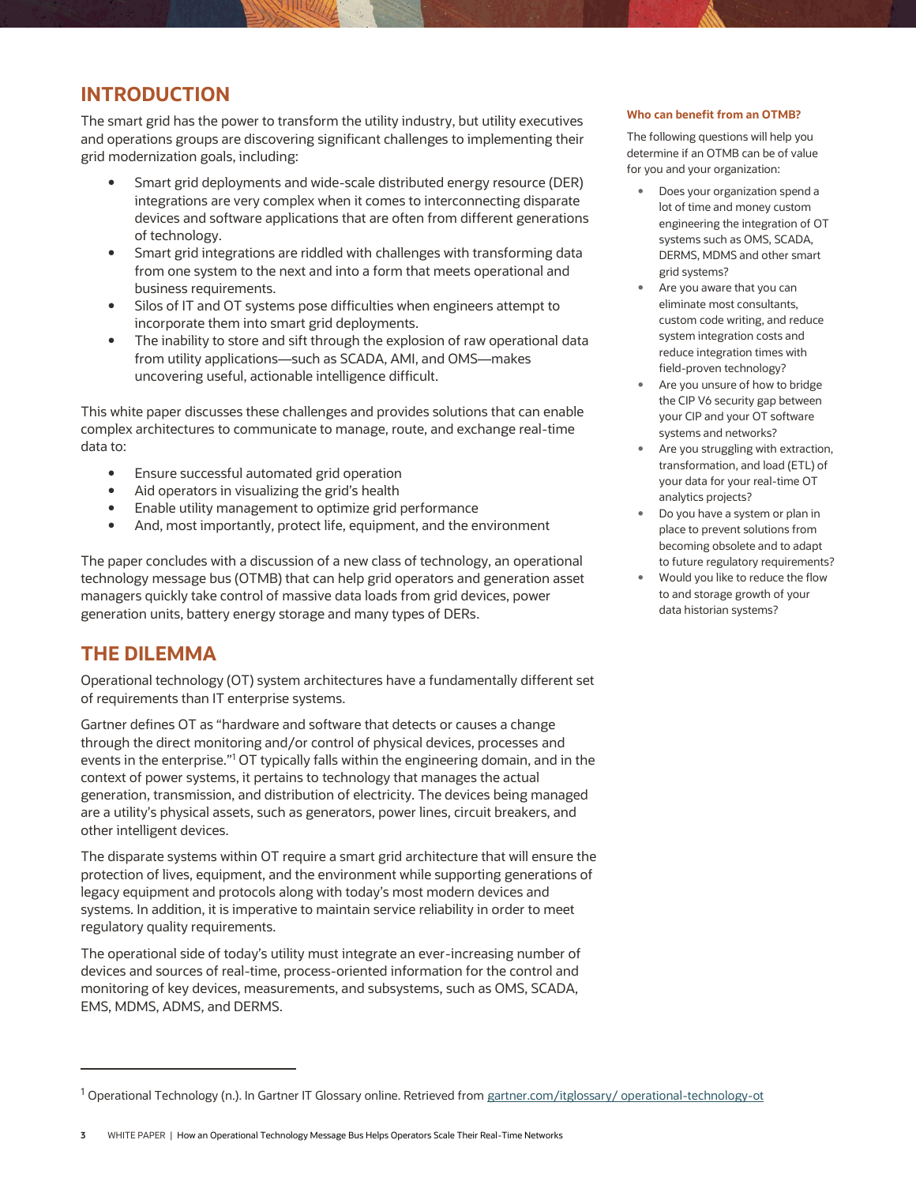## INTRODUCTION

The smart grid has the power to transform the utility industry, but utility executives and operations groups are discovering significant challenges to implementing their grid modernization goals, including:

- Smart grid deployments and wide-scale distributed energy resource (DER) integrations are very complex when it comes to interconnecting disparate devices and software applications that are often from different generations of technology.
- Smart grid integrations are riddled with challenges with transforming data from one system to the next and into a form that meets operational and business requirements.
- Silos of IT and OT systems pose difficulties when engineers attempt to incorporate them into smart grid deployments.
- The inability to store and sift through the explosion of raw operational data from utility applications—such as SCADA, AMI, and OMS—makes uncovering useful, actionable intelligence difficult.

This white paper discusses these challenges and provides solutions that can enable complex architectures to communicate to manage, route, and exchange real-time data to:

- Ensure successful automated grid operation
- Aid operators in visualizing the grid's health
- Enable utility management to optimize grid performance
- And, most importantly, protect life, equipment, and the environment

The paper concludes with a discussion of a new class of technology, an operational technology message bus (OTMB) that can help grid operators and generation asset managers quickly take control of massive data loads from grid devices, power generation units, battery energy storage and many types of DERs.

**Who can benefit from an OTMB?**

The following questions will help you determine if an OTMB can be of value for you and your organization:

- Does your organization spend a lot of time and money custom engineering the integration of OT systems such as OMS, SCADA, DERMS, MDMS and other smart grid systems?
- Are you aware that you can eliminate most consultants, custom code writing, and reduce system integration costs and reduce integration times with field-proven technology?
- Are you unsure of how to bridge the CIP V6 security gap between your CIP and your OT software systems and networks?
- Are you struggling with extraction, transformation, and load (ETL) of your data for your real-time OT analytics projects?
- Do you have a system or plan in place to prevent solutions from becoming obsolete and to adapt to future regulatory requirements?
- Would you like to reduce the flow to and storage growth of your data historian systems?

## THE DILEMMA

Operational technology (OT) system architectures have a fundamentally different set of requirements than IT enterprise systems.

Gartner defines OT as "hardware and software that detects or causes a change through the direct monitoring and/or control of physical devices, processes and events in the enterprise."[1] OT typically falls within the engineering domain, and in the context of power systems, it pertains to technology that manages the actual generation, transmission, and distribution of electricity. The devices being managed are a utility's physical assets, such as generators, power lines, circuit breakers, and other intelligent devices.

The disparate systems within OT require a smart grid architecture that will ensure the protection of lives, equipment, and the environment while supporting generations of legacy equipment and protocols along with today's most modern devices and systems. In addition, it is imperative to maintain service reliability in order to meet regulatory quality requirements.

The operational side of today's utility must integrate an ever-increasing number of devices and sources of real-time, process-oriented information for the control and monitoring of key devices, measurements, and subsystems, such as OMS, SCADA, EMS, MDMS, ADMS, and DERMS.

---

[1] Operational Technology (n.). In Gartner IT Glossary online. Retrieved from gartner.com/itglossary/ operational-technology-ot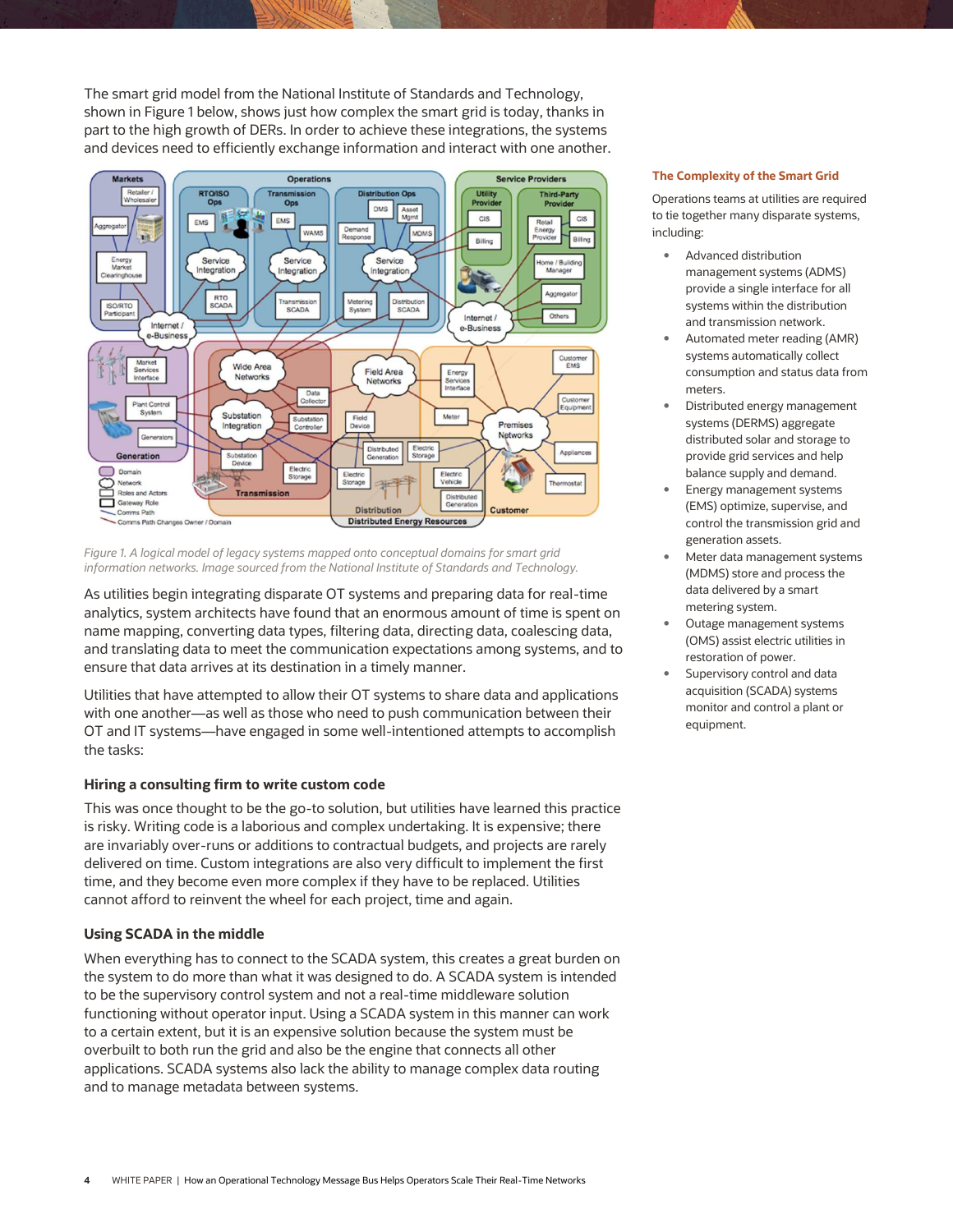The smart grid model from the National Institute of Standards and Technology, shown in Figure 1 below, shows just how complex the smart grid is today, thanks in part to the high growth of DERs. In order to achieve these integrations, the systems and devices need to efficiently exchange information and interact with one another.

*Figure 1. A logical model of legacy systems mapped onto conceptual domains for smart grid information networks. Image sourced from the National Institute of Standards and Technology.*

As utilities begin integrating disparate OT systems and preparing data for real-time analytics, system architects have found that an enormous amount of time is spent on name mapping, converting data types, filtering data, directing data, coalescing data, and translating data to meet the communication expectations among systems, and to ensure that data arrives at its destination in a timely manner.

Utilities that have attempted to allow their OT systems to share data and applications with one another—as well as those who need to push communication between their OT and IT systems—have engaged in some well-intentioned attempts to accomplish the tasks:

### Hiring a consulting firm to write custom code

This was once thought to be the go-to solution, but utilities have learned this practice is risky. Writing code is a laborious and complex undertaking. It is expensive; there are invariably over-runs or additions to contractual budgets, and projects are rarely delivered on time. Custom integrations are also very difficult to implement the first time, and they become even more complex if they have to be replaced. Utilities cannot afford to reinvent the wheel for each project, time and again.

### Using SCADA in the middle

When everything has to connect to the SCADA system, this creates a great burden on the system to do more than what it was designed to do. A SCADA system is intended to be the supervisory control system and not a real-time middleware solution functioning without operator input. Using a SCADA system in this manner can work to a certain extent, but it is an expensive solution because the system must be overbuilt to both run the grid and also be the engine that connects all other applications. SCADA systems also lack the ability to manage complex data routing and to manage metadata between systems.

### The Complexity of the Smart Grid

Operations teams at utilities are required to tie together many disparate systems, including:

- Advanced distribution management systems (ADMS) provide a single interface for all systems within the distribution and transmission network.
- Automated meter reading (AMR) systems automatically collect consumption and status data from meters.
- Distributed energy management systems (DERMS) aggregate distributed solar and storage to provide grid services and help balance supply and demand.
- Energy management systems (EMS) optimize, supervise, and control the transmission grid and generation assets.
- Meter data management systems (MDMS) store and process the data delivered by a smart metering system.
- Outage management systems (OMS) assist electric utilities in restoration of power.
- Supervisory control and data acquisition (SCADA) systems monitor and control a plant or equipment.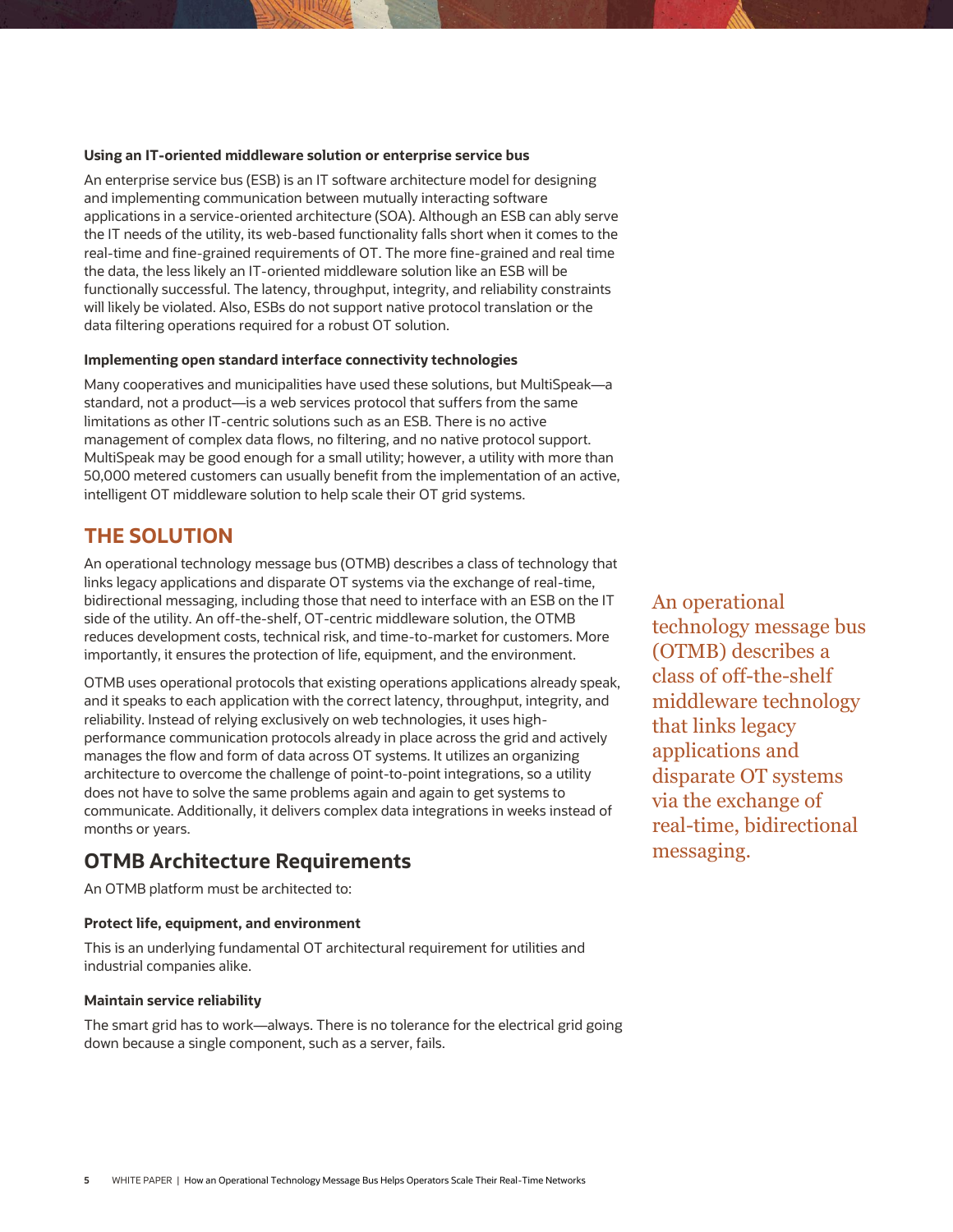### Using an IT-oriented middleware solution or enterprise service bus

An enterprise service bus (ESB) is an IT software architecture model for designing and implementing communication between mutually interacting software applications in a service-oriented architecture (SOA). Although an ESB can ably serve the IT needs of the utility, its web-based functionality falls short when it comes to the real-time and fine-grained requirements of OT. The more fine-grained and real time the data, the less likely an IT-oriented middleware solution like an ESB will be functionally successful. The latency, throughput, integrity, and reliability constraints will likely be violated. Also, ESBs do not support native protocol translation or the data filtering operations required for a robust OT solution.

### Implementing open standard interface connectivity technologies

Many cooperatives and municipalities have used these solutions, but MultiSpeak—a standard, not a product—is a web services protocol that suffers from the same limitations as other IT-centric solutions such as an ESB. There is no active management of complex data flows, no filtering, and no native protocol support. MultiSpeak may be good enough for a small utility; however, a utility with more than 50,000 metered customers can usually benefit from the implementation of an active, intelligent OT middleware solution to help scale their OT grid systems.

## THE SOLUTION

An operational technology message bus (OTMB) describes a class of technology that links legacy applications and disparate OT systems via the exchange of real-time, bidirectional messaging, including those that need to interface with an ESB on the IT side of the utility. An off-the-shelf, OT-centric middleware solution, the OTMB reduces development costs, technical risk, and time-to-market for customers. More importantly, it ensures the protection of life, equipment, and the environment.

OTMB uses operational protocols that existing operations applications already speak, and it speaks to each application with the correct latency, throughput, integrity, and reliability. Instead of relying exclusively on web technologies, it uses high-performance communication protocols already in place across the grid and actively manages the flow and form of data across OT systems. It utilizes an organizing architecture to overcome the challenge of point-to-point integrations, so a utility does not have to solve the same problems again and again to get systems to communicate. Additionally, it delivers complex data integrations in weeks instead of months or years.

> An operational technology message bus (OTMB) describes a class of off-the-shelf middleware technology that links legacy applications and disparate OT systems via the exchange of real-time, bidirectional messaging.

## OTMB Architecture Requirements

An OTMB platform must be architected to:

### Protect life, equipment, and environment

This is an underlying fundamental OT architectural requirement for utilities and industrial companies alike.

### Maintain service reliability

The smart grid has to work—always. There is no tolerance for the electrical grid going down because a single component, such as a server, fails.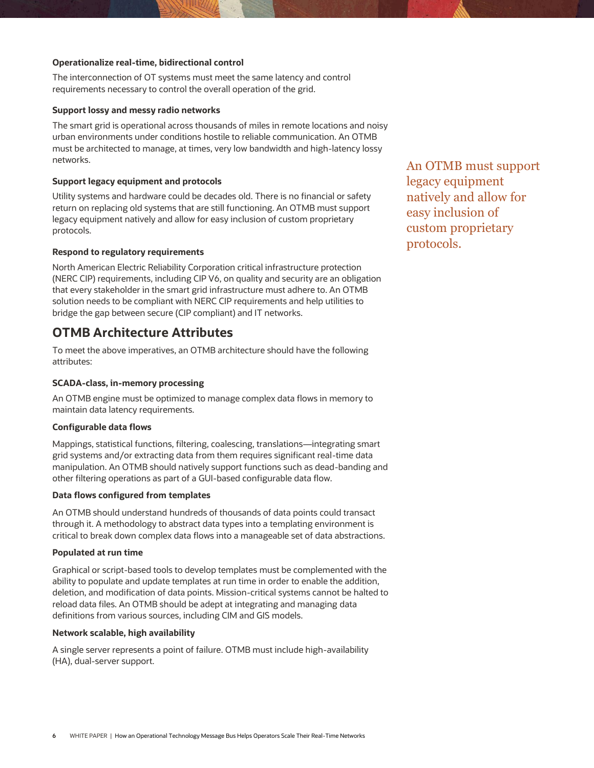### Operationalize real-time, bidirectional control

The interconnection of OT systems must meet the same latency and control requirements necessary to control the overall operation of the grid.

### Support lossy and messy radio networks

The smart grid is operational across thousands of miles in remote locations and noisy urban environments under conditions hostile to reliable communication. An OTMB must be architected to manage, at times, very low bandwidth and high-latency lossy networks.

### Support legacy equipment and protocols

Utility systems and hardware could be decades old. There is no financial or safety return on replacing old systems that are still functioning. An OTMB must support legacy equipment natively and allow for easy inclusion of custom proprietary protocols.

> An OTMB must support legacy equipment natively and allow for easy inclusion of custom proprietary protocols.

### Respond to regulatory requirements

North American Electric Reliability Corporation critical infrastructure protection (NERC CIP) requirements, including CIP V6, on quality and security are an obligation that every stakeholder in the smart grid infrastructure must adhere to. An OTMB solution needs to be compliant with NERC CIP requirements and help utilities to bridge the gap between secure (CIP compliant) and IT networks.

## OTMB Architecture Attributes

To meet the above imperatives, an OTMB architecture should have the following attributes:

### SCADA-class, in-memory processing

An OTMB engine must be optimized to manage complex data flows in memory to maintain data latency requirements.

### Configurable data flows

Mappings, statistical functions, filtering, coalescing, translations—integrating smart grid systems and/or extracting data from them requires significant real-time data manipulation. An OTMB should natively support functions such as dead-banding and other filtering operations as part of a GUI-based configurable data flow.

### Data flows configured from templates

An OTMB should understand hundreds of thousands of data points could transact through it. A methodology to abstract data types into a templating environment is critical to break down complex data flows into a manageable set of data abstractions.

### Populated at run time

Graphical or script-based tools to develop templates must be complemented with the ability to populate and update templates at run time in order to enable the addition, deletion, and modification of data points. Mission-critical systems cannot be halted to reload data files. An OTMB should be adept at integrating and managing data definitions from various sources, including CIM and GIS models.

### Network scalable, high availability

A single server represents a point of failure. OTMB must include high-availability (HA), dual-server support.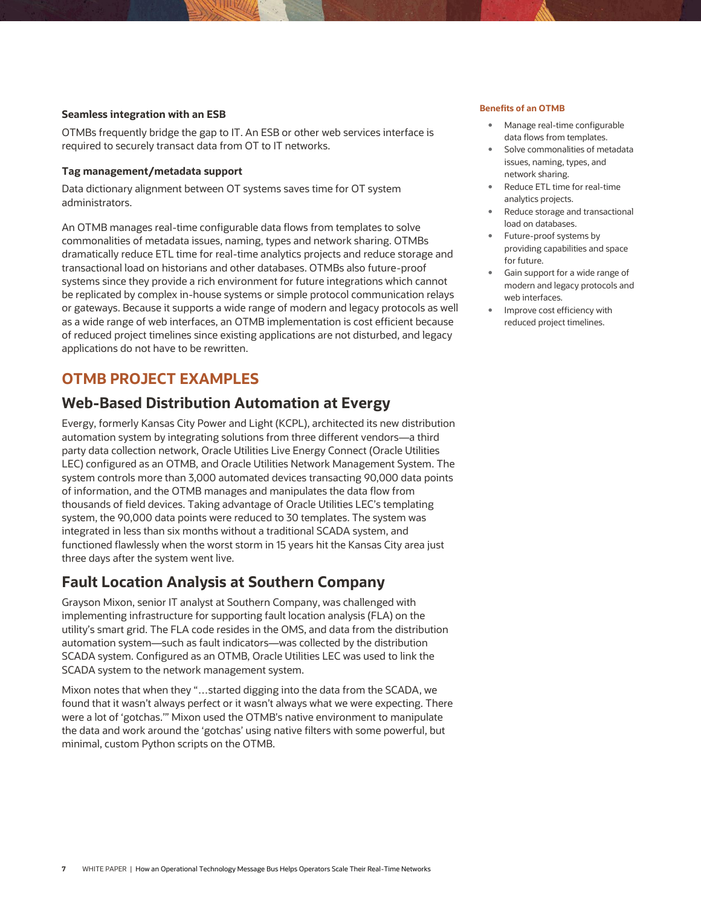### Seamless integration with an ESB

OTMBs frequently bridge the gap to IT. An ESB or other web services interface is required to securely transact data from OT to IT networks.

### Tag management/metadata support

Data dictionary alignment between OT systems saves time for OT system administrators.

An OTMB manages real-time configurable data flows from templates to solve commonalities of metadata issues, naming, types and network sharing. OTMBs dramatically reduce ETL time for real-time analytics projects and reduce storage and transactional load on historians and other databases. OTMBs also future-proof systems since they provide a rich environment for future integrations which cannot be replicated by complex in-house systems or simple protocol communication relays or gateways. Because it supports a wide range of modern and legacy protocols as well as a wide range of web interfaces, an OTMB implementation is cost efficient because of reduced project timelines since existing applications are not disturbed, and legacy applications do not have to be rewritten.

**Benefits of an OTMB**

- Manage real-time configurable data flows from templates.
- Solve commonalities of metadata issues, naming, types, and network sharing.
- Reduce ETL time for real-time analytics projects.
- Reduce storage and transactional load on databases.
- Future-proof systems by providing capabilities and space for future.
- Gain support for a wide range of modern and legacy protocols and web interfaces.
- Improve cost efficiency with reduced project timelines.

# OTMB PROJECT EXAMPLES

## Web-Based Distribution Automation at Evergy

Evergy, formerly Kansas City Power and Light (KCPL), architected its new distribution automation system by integrating solutions from three different vendors—a third party data collection network, Oracle Utilities Live Energy Connect (Oracle Utilities LEC) configured as an OTMB, and Oracle Utilities Network Management System. The system controls more than 3,000 automated devices transacting 90,000 data points of information, and the OTMB manages and manipulates the data flow from thousands of field devices. Taking advantage of Oracle Utilities LEC's templating system, the 90,000 data points were reduced to 30 templates. The system was integrated in less than six months without a traditional SCADA system, and functioned flawlessly when the worst storm in 15 years hit the Kansas City area just three days after the system went live.

## Fault Location Analysis at Southern Company

Grayson Mixon, senior IT analyst at Southern Company, was challenged with implementing infrastructure for supporting fault location analysis (FLA) on the utility's smart grid. The FLA code resides in the OMS, and data from the distribution automation system—such as fault indicators—was collected by the distribution SCADA system. Configured as an OTMB, Oracle Utilities LEC was used to link the SCADA system to the network management system.

Mixon notes that when they "…started digging into the data from the SCADA, we found that it wasn't always perfect or it wasn't always what we were expecting. There were a lot of 'gotchas.'" Mixon used the OTMB's native environment to manipulate the data and work around the 'gotchas' using native filters with some powerful, but minimal, custom Python scripts on the OTMB.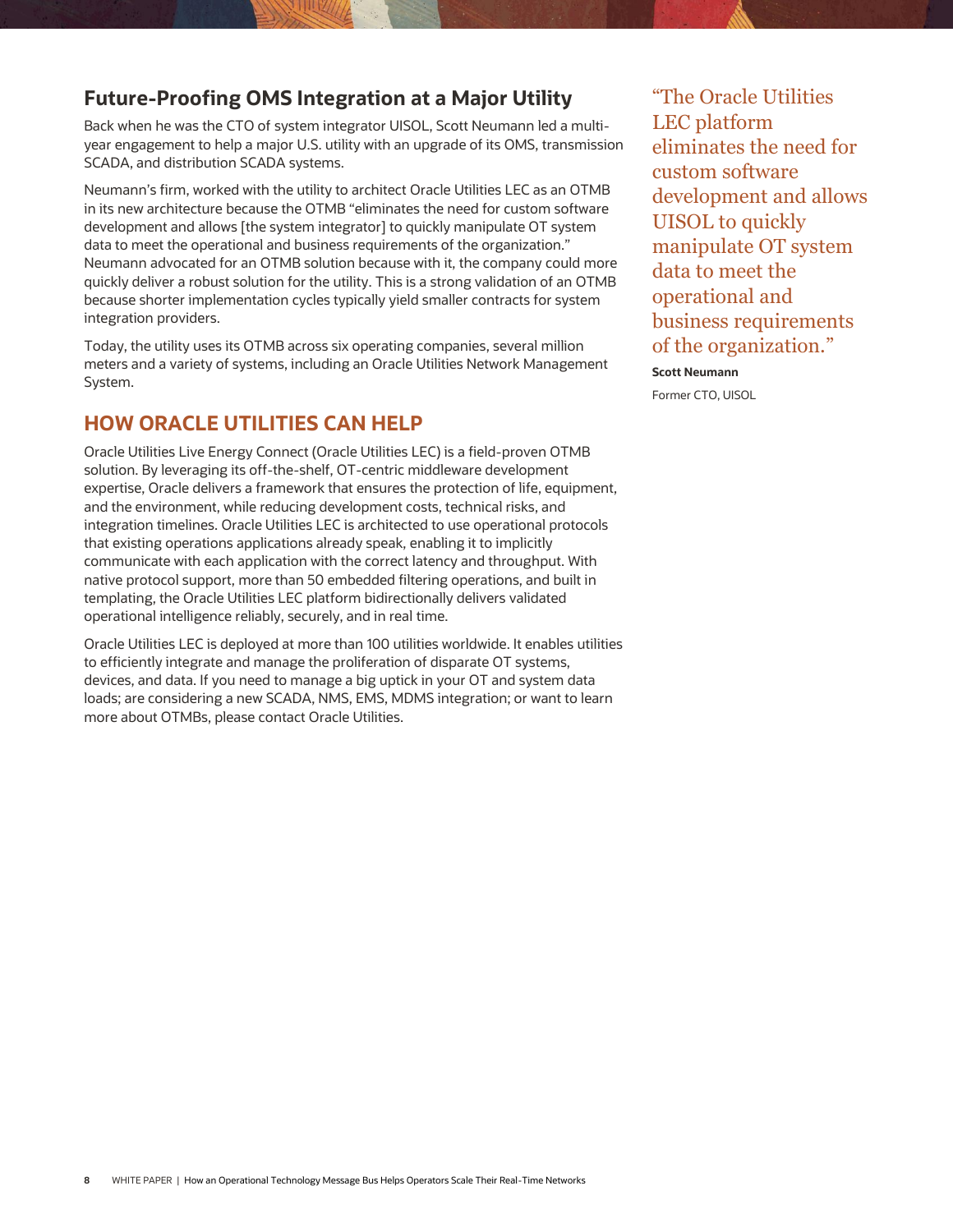## Future-Proofing OMS Integration at a Major Utility

Back when he was the CTO of system integrator UISOL, Scott Neumann led a multi-year engagement to help a major U.S. utility with an upgrade of its OMS, transmission SCADA, and distribution SCADA systems.

Neumann's firm, worked with the utility to architect Oracle Utilities LEC as an OTMB in its new architecture because the OTMB "eliminates the need for custom software development and allows [the system integrator] to quickly manipulate OT system data to meet the operational and business requirements of the organization." Neumann advocated for an OTMB solution because with it, the company could more quickly deliver a robust solution for the utility. This is a strong validation of an OTMB because shorter implementation cycles typically yield smaller contracts for system integration providers.

Today, the utility uses its OTMB across six operating companies, several million meters and a variety of systems, including an Oracle Utilities Network Management System.

> "The Oracle Utilities LEC platform eliminates the need for custom software development and allows UISOL to quickly manipulate OT system data to meet the operational and business requirements of the organization."
>
> **Scott Neumann**
>
> Former CTO, UISOL

## HOW ORACLE UTILITIES CAN HELP

Oracle Utilities Live Energy Connect (Oracle Utilities LEC) is a field-proven OTMB solution. By leveraging its off-the-shelf, OT-centric middleware development expertise, Oracle delivers a framework that ensures the protection of life, equipment, and the environment, while reducing development costs, technical risks, and integration timelines. Oracle Utilities LEC is architected to use operational protocols that existing operations applications already speak, enabling it to implicitly communicate with each application with the correct latency and throughput. With native protocol support, more than 50 embedded filtering operations, and built in templating, the Oracle Utilities LEC platform bidirectionally delivers validated operational intelligence reliably, securely, and in real time.

Oracle Utilities LEC is deployed at more than 100 utilities worldwide. It enables utilities to efficiently integrate and manage the proliferation of disparate OT systems, devices, and data. If you need to manage a big uptick in your OT and system data loads; are considering a new SCADA, NMS, EMS, MDMS integration; or want to learn more about OTMBs, please contact Oracle Utilities.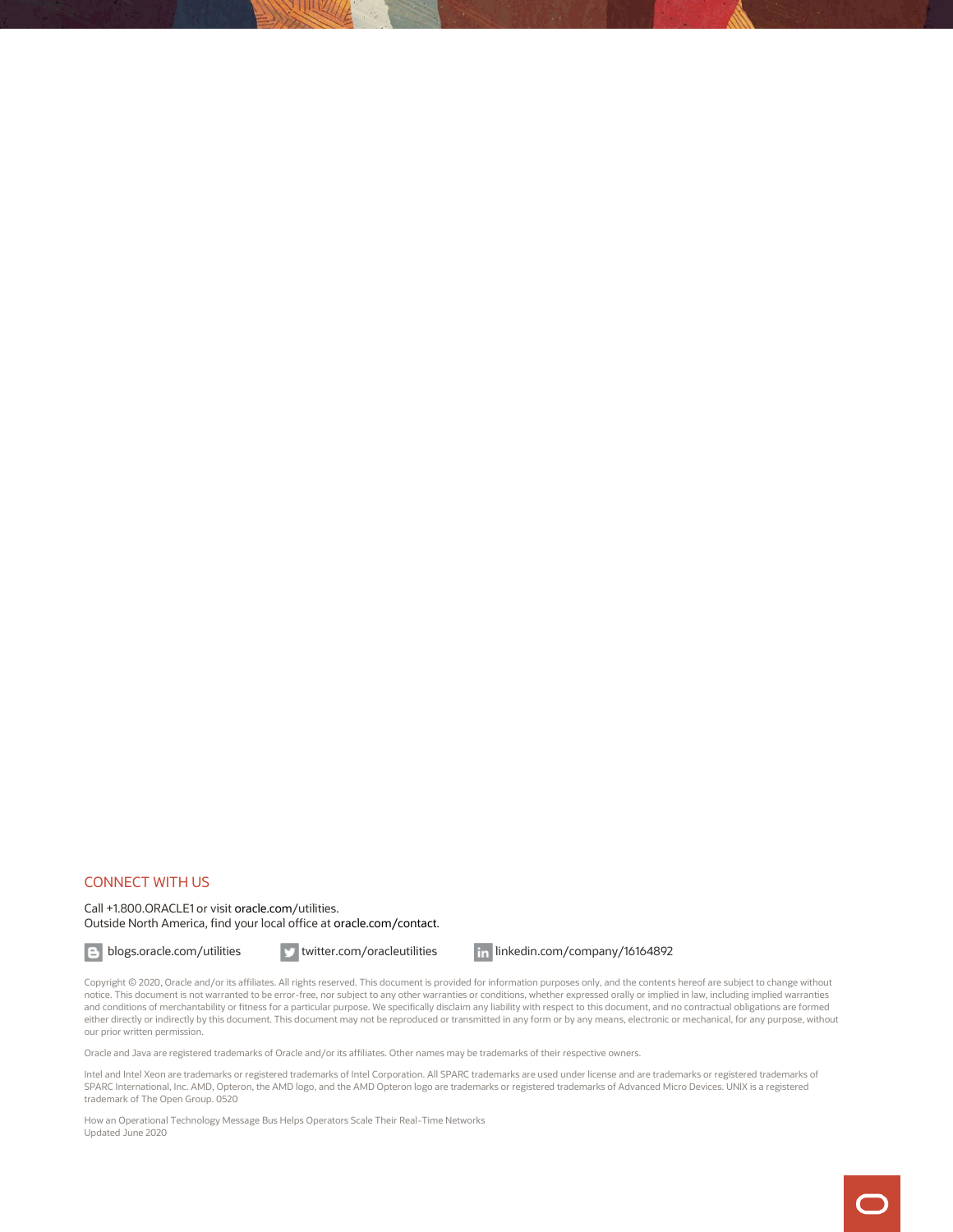## CONNECT WITH US

Call +1.800.ORACLE1 or visit oracle.com/utilities.
Outside North America, find your local office at oracle.com/contact.

blogs.oracle.com/utilities

twitter.com/oracleutilities

linkedin.com/company/16164892

Copyright © 2020, Oracle and/or its affiliates. All rights reserved. This document is provided for information purposes only, and the contents hereof are subject to change without notice. This document is not warranted to be error-free, nor subject to any other warranties or conditions, whether expressed orally or implied in law, including implied warranties and conditions of merchantability or fitness for a particular purpose. We specifically disclaim any liability with respect to this document, and no contractual obligations are formed either directly or indirectly by this document. This document may not be reproduced or transmitted in any form or by any means, electronic or mechanical, for any purpose, without our prior written permission.

Oracle and Java are registered trademarks of Oracle and/or its affiliates. Other names may be trademarks of their respective owners.

Intel and Intel Xeon are trademarks or registered trademarks of Intel Corporation. All SPARC trademarks are used under license and are trademarks or registered trademarks of SPARC International, Inc. AMD, Opteron, the AMD logo, and the AMD Opteron logo are trademarks or registered trademarks of Advanced Micro Devices. UNIX is a registered trademark of The Open Group. 0520

How an Operational Technology Message Bus Helps Operators Scale Their Real-Time Networks
Updated June 2020